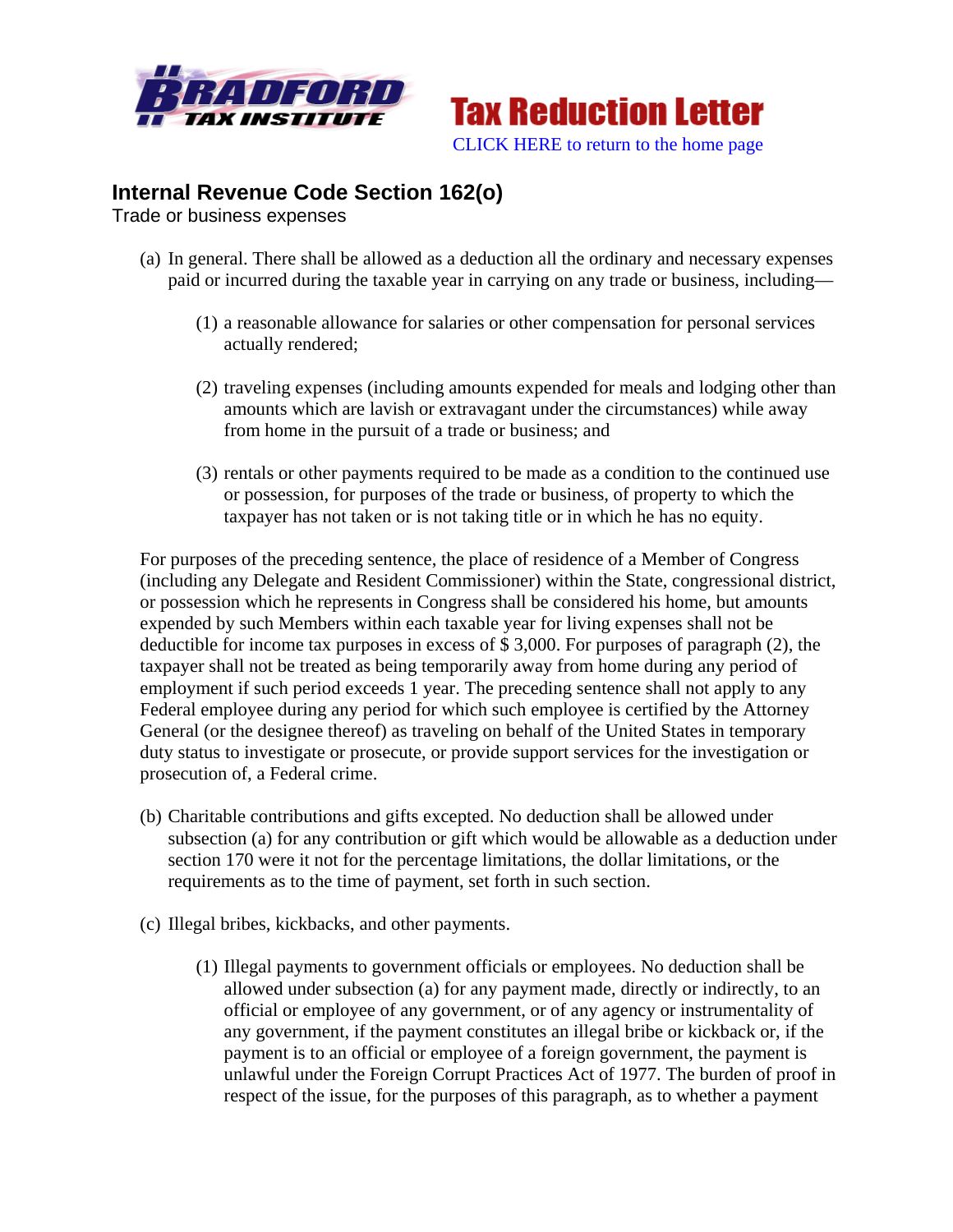Bradford Tax Institute

# Tax Reduction Letter

CLICK HERE to return to the home page

## Internal Revenue Code Section 162(o)

Trade or business expenses

(a) In general. There shall be allowed as a deduction all the ordinary and necessary expenses paid or incurred during the taxable year in carrying on any trade or business, including—

(1) a reasonable allowance for salaries or other compensation for personal services actually rendered;

(2) traveling expenses (including amounts expended for meals and lodging other than amounts which are lavish or extravagant under the circumstances) while away from home in the pursuit of a trade or business; and

(3) rentals or other payments required to be made as a condition to the continued use or possession, for purposes of the trade or business, of property to which the taxpayer has not taken or is not taking title or in which he has no equity.

For purposes of the preceding sentence, the place of residence of a Member of Congress (including any Delegate and Resident Commissioner) within the State, congressional district, or possession which he represents in Congress shall be considered his home, but amounts expended by such Members within each taxable year for living expenses shall not be deductible for income tax purposes in excess of $ 3,000. For purposes of paragraph (2), the taxpayer shall not be treated as being temporarily away from home during any period of employment if such period exceeds 1 year. The preceding sentence shall not apply to any Federal employee during any period for which such employee is certified by the Attorney General (or the designee thereof) as traveling on behalf of the United States in temporary duty status to investigate or prosecute, or provide support services for the investigation or prosecution of, a Federal crime.

(b) Charitable contributions and gifts excepted. No deduction shall be allowed under subsection (a) for any contribution or gift which would be allowable as a deduction under section 170 were it not for the percentage limitations, the dollar limitations, or the requirements as to the time of payment, set forth in such section.

(c) Illegal bribes, kickbacks, and other payments.

(1) Illegal payments to government officials or employees. No deduction shall be allowed under subsection (a) for any payment made, directly or indirectly, to an official or employee of any government, or of any agency or instrumentality of any government, if the payment constitutes an illegal bribe or kickback or, if the payment is to an official or employee of a foreign government, the payment is unlawful under the Foreign Corrupt Practices Act of 1977. The burden of proof in respect of the issue, for the purposes of this paragraph, as to whether a payment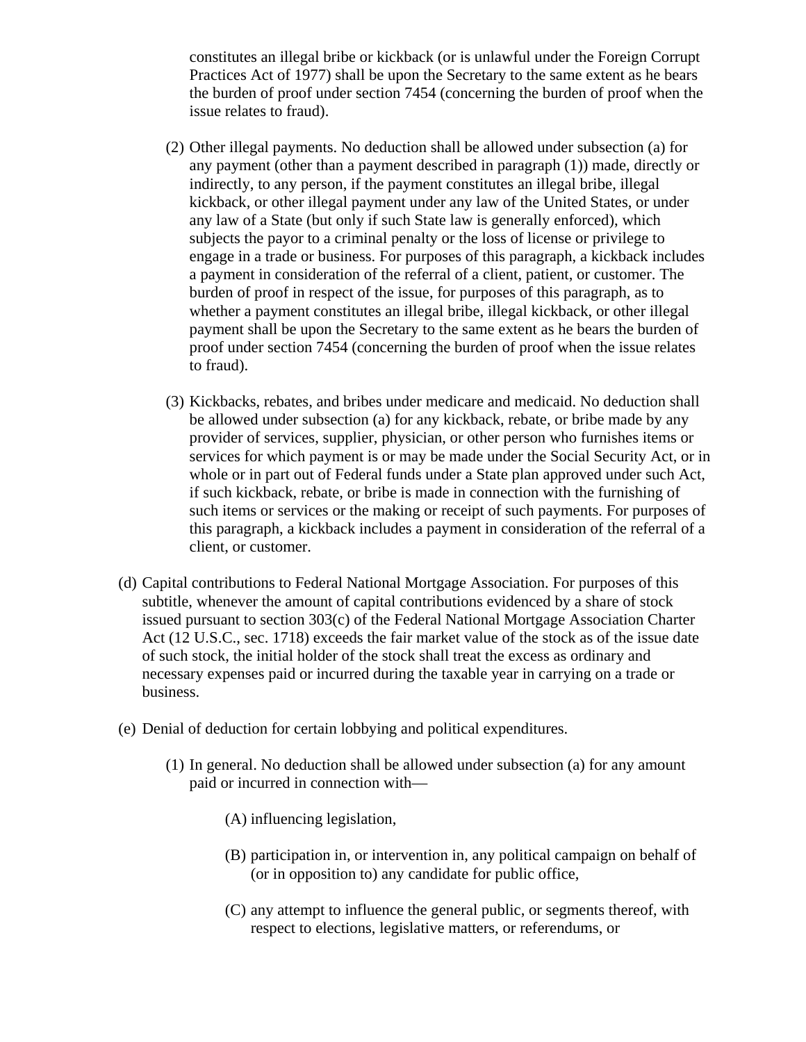constitutes an illegal bribe or kickback (or is unlawful under the Foreign Corrupt Practices Act of 1977) shall be upon the Secretary to the same extent as he bears the burden of proof under section 7454 (concerning the burden of proof when the issue relates to fraud).

(2) Other illegal payments. No deduction shall be allowed under subsection (a) for any payment (other than a payment described in paragraph (1)) made, directly or indirectly, to any person, if the payment constitutes an illegal bribe, illegal kickback, or other illegal payment under any law of the United States, or under any law of a State (but only if such State law is generally enforced), which subjects the payor to a criminal penalty or the loss of license or privilege to engage in a trade or business. For purposes of this paragraph, a kickback includes a payment in consideration of the referral of a client, patient, or customer. The burden of proof in respect of the issue, for purposes of this paragraph, as to whether a payment constitutes an illegal bribe, illegal kickback, or other illegal payment shall be upon the Secretary to the same extent as he bears the burden of proof under section 7454 (concerning the burden of proof when the issue relates to fraud).

(3) Kickbacks, rebates, and bribes under medicare and medicaid. No deduction shall be allowed under subsection (a) for any kickback, rebate, or bribe made by any provider of services, supplier, physician, or other person who furnishes items or services for which payment is or may be made under the Social Security Act, or in whole or in part out of Federal funds under a State plan approved under such Act, if such kickback, rebate, or bribe is made in connection with the furnishing of such items or services or the making or receipt of such payments. For purposes of this paragraph, a kickback includes a payment in consideration of the referral of a client, or customer.

(d) Capital contributions to Federal National Mortgage Association. For purposes of this subtitle, whenever the amount of capital contributions evidenced by a share of stock issued pursuant to section 303(c) of the Federal National Mortgage Association Charter Act (12 U.S.C., sec. 1718) exceeds the fair market value of the stock as of the issue date of such stock, the initial holder of the stock shall treat the excess as ordinary and necessary expenses paid or incurred during the taxable year in carrying on a trade or business.

(e) Denial of deduction for certain lobbying and political expenditures.

(1) In general. No deduction shall be allowed under subsection (a) for any amount paid or incurred in connection with—

(A) influencing legislation,

(B) participation in, or intervention in, any political campaign on behalf of (or in opposition to) any candidate for public office,

(C) any attempt to influence the general public, or segments thereof, with respect to elections, legislative matters, or referendums, or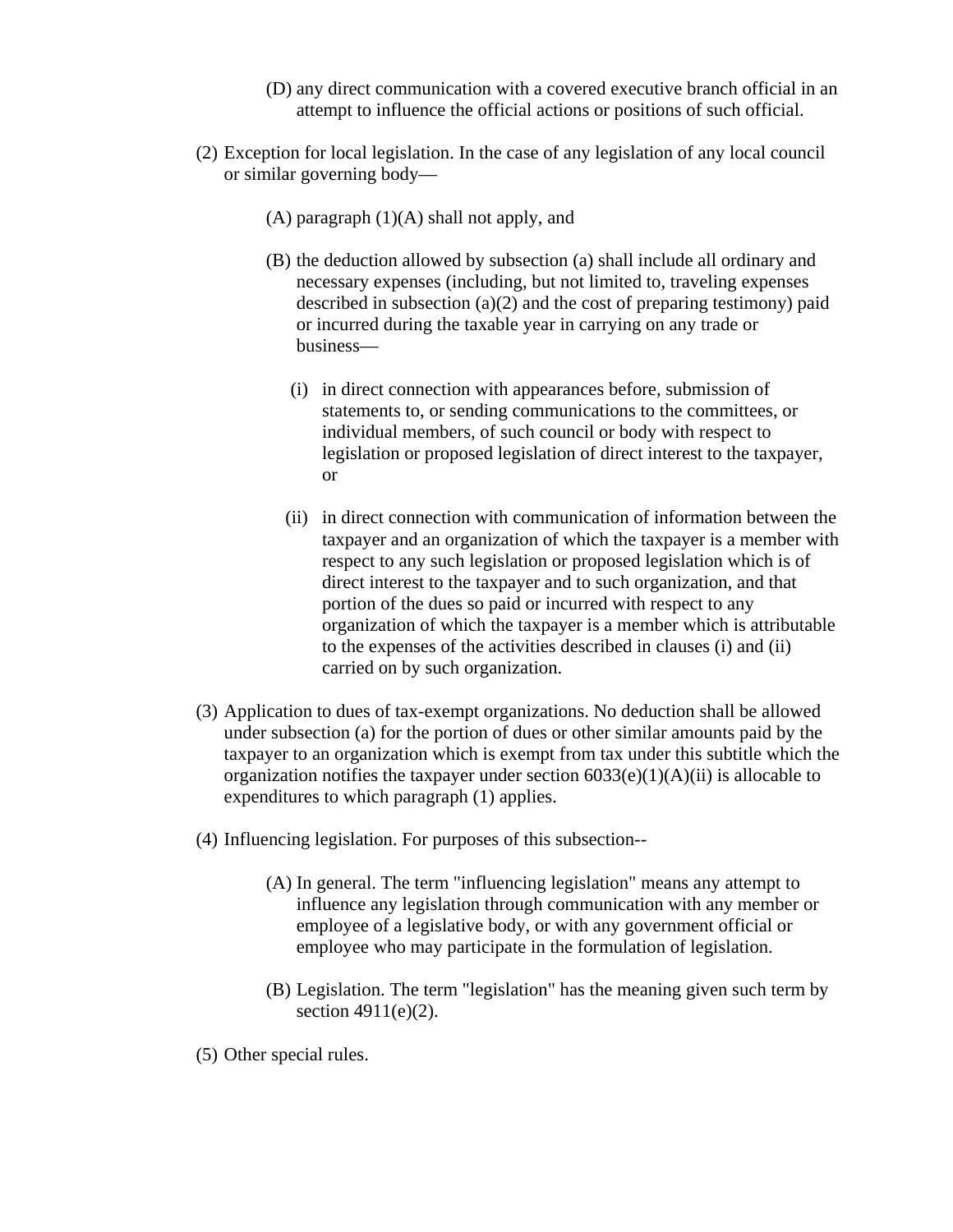(D) any direct communication with a covered executive branch official in an attempt to influence the official actions or positions of such official.

(2) Exception for local legislation. In the case of any legislation of any local council or similar governing body—

(A) paragraph (1)(A) shall not apply, and

(B) the deduction allowed by subsection (a) shall include all ordinary and necessary expenses (including, but not limited to, traveling expenses described in subsection (a)(2) and the cost of preparing testimony) paid or incurred during the taxable year in carrying on any trade or business—

(i) in direct connection with appearances before, submission of statements to, or sending communications to the committees, or individual members, of such council or body with respect to legislation or proposed legislation of direct interest to the taxpayer, or

(ii) in direct connection with communication of information between the taxpayer and an organization of which the taxpayer is a member with respect to any such legislation or proposed legislation which is of direct interest to the taxpayer and to such organization, and that portion of the dues so paid or incurred with respect to any organization of which the taxpayer is a member which is attributable to the expenses of the activities described in clauses (i) and (ii) carried on by such organization.

(3) Application to dues of tax-exempt organizations. No deduction shall be allowed under subsection (a) for the portion of dues or other similar amounts paid by the taxpayer to an organization which is exempt from tax under this subtitle which the organization notifies the taxpayer under section 6033(e)(1)(A)(ii) is allocable to expenditures to which paragraph (1) applies.

(4) Influencing legislation. For purposes of this subsection--

(A) In general. The term "influencing legislation" means any attempt to influence any legislation through communication with any member or employee of a legislative body, or with any government official or employee who may participate in the formulation of legislation.

(B) Legislation. The term "legislation" has the meaning given such term by section 4911(e)(2).

(5) Other special rules.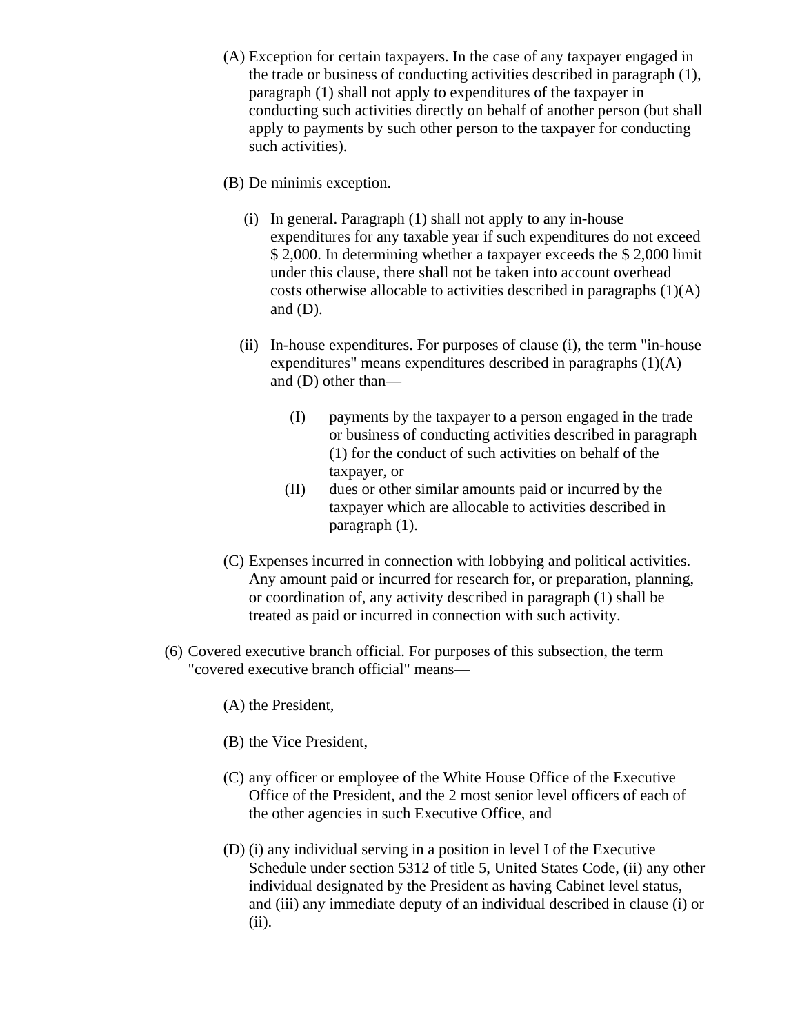(A) Exception for certain taxpayers. In the case of any taxpayer engaged in the trade or business of conducting activities described in paragraph (1), paragraph (1) shall not apply to expenditures of the taxpayer in conducting such activities directly on behalf of another person (but shall apply to payments by such other person to the taxpayer for conducting such activities).

(B) De minimis exception.

(i) In general. Paragraph (1) shall not apply to any in-house expenditures for any taxable year if such expenditures do not exceed $ 2,000. In determining whether a taxpayer exceeds the $ 2,000 limit under this clause, there shall not be taken into account overhead costs otherwise allocable to activities described in paragraphs (1)(A) and (D).

(ii) In-house expenditures. For purposes of clause (i), the term "in-house expenditures" means expenditures described in paragraphs (1)(A) and (D) other than—

(I) payments by the taxpayer to a person engaged in the trade or business of conducting activities described in paragraph (1) for the conduct of such activities on behalf of the taxpayer, or

(II) dues or other similar amounts paid or incurred by the taxpayer which are allocable to activities described in paragraph (1).

(C) Expenses incurred in connection with lobbying and political activities. Any amount paid or incurred for research for, or preparation, planning, or coordination of, any activity described in paragraph (1) shall be treated as paid or incurred in connection with such activity.

(6) Covered executive branch official. For purposes of this subsection, the term "covered executive branch official" means—

(A) the President,

(B) the Vice President,

(C) any officer or employee of the White House Office of the Executive Office of the President, and the 2 most senior level officers of each of the other agencies in such Executive Office, and

(D) (i) any individual serving in a position in level I of the Executive Schedule under section 5312 of title 5, United States Code, (ii) any other individual designated by the President as having Cabinet level status, and (iii) any immediate deputy of an individual described in clause (i) or (ii).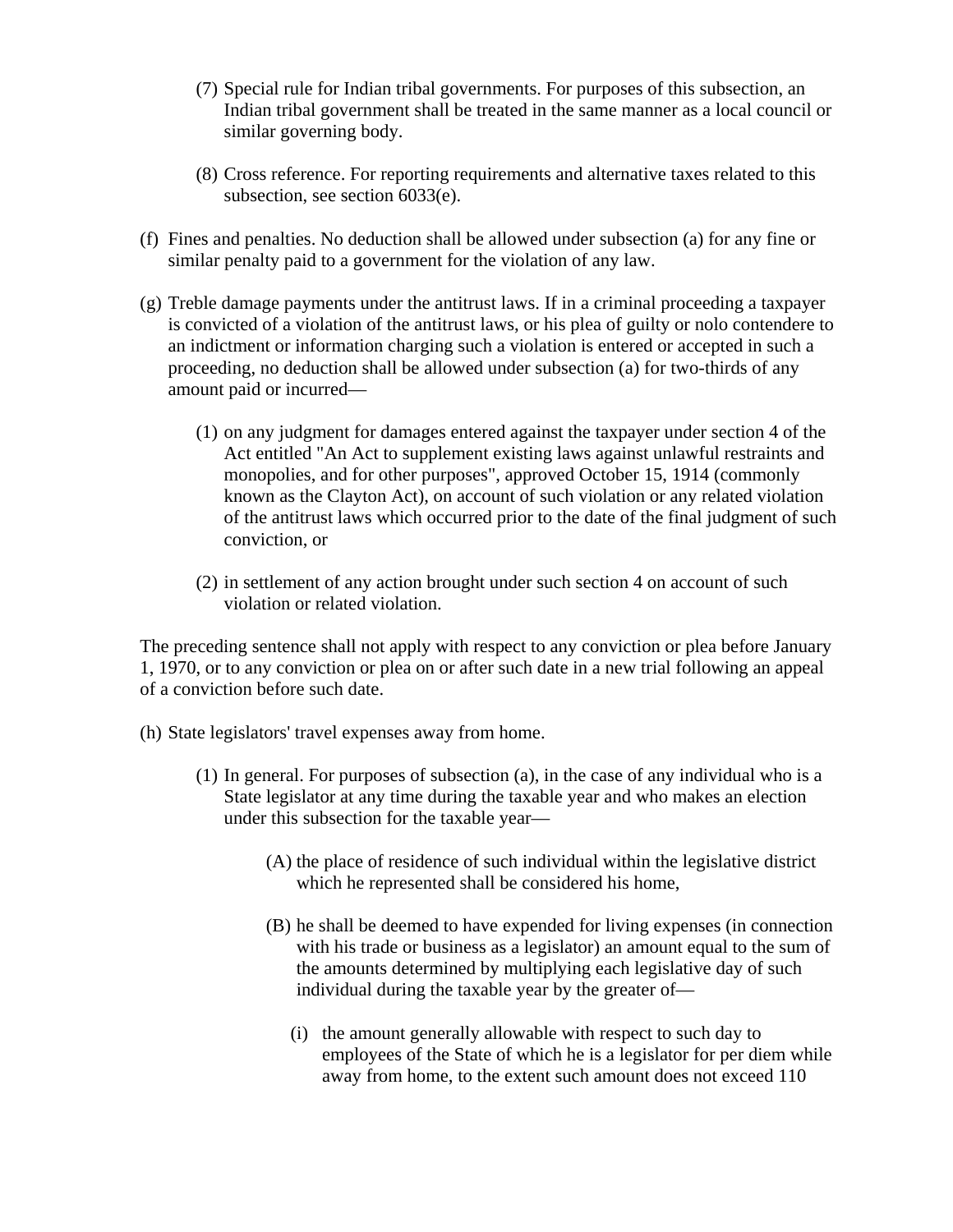(7) Special rule for Indian tribal governments. For purposes of this subsection, an Indian tribal government shall be treated in the same manner as a local council or similar governing body.

(8) Cross reference. For reporting requirements and alternative taxes related to this subsection, see section 6033(e).

(f) Fines and penalties. No deduction shall be allowed under subsection (a) for any fine or similar penalty paid to a government for the violation of any law.

(g) Treble damage payments under the antitrust laws. If in a criminal proceeding a taxpayer is convicted of a violation of the antitrust laws, or his plea of guilty or nolo contendere to an indictment or information charging such a violation is entered or accepted in such a proceeding, no deduction shall be allowed under subsection (a) for two-thirds of any amount paid or incurred—

(1) on any judgment for damages entered against the taxpayer under section 4 of the Act entitled "An Act to supplement existing laws against unlawful restraints and monopolies, and for other purposes", approved October 15, 1914 (commonly known as the Clayton Act), on account of such violation or any related violation of the antitrust laws which occurred prior to the date of the final judgment of such conviction, or

(2) in settlement of any action brought under such section 4 on account of such violation or related violation.

The preceding sentence shall not apply with respect to any conviction or plea before January 1, 1970, or to any conviction or plea on or after such date in a new trial following an appeal of a conviction before such date.

(h) State legislators' travel expenses away from home.

(1) In general. For purposes of subsection (a), in the case of any individual who is a State legislator at any time during the taxable year and who makes an election under this subsection for the taxable year—

(A) the place of residence of such individual within the legislative district which he represented shall be considered his home,

(B) he shall be deemed to have expended for living expenses (in connection with his trade or business as a legislator) an amount equal to the sum of the amounts determined by multiplying each legislative day of such individual during the taxable year by the greater of—

(i) the amount generally allowable with respect to such day to employees of the State of which he is a legislator for per diem while away from home, to the extent such amount does not exceed 110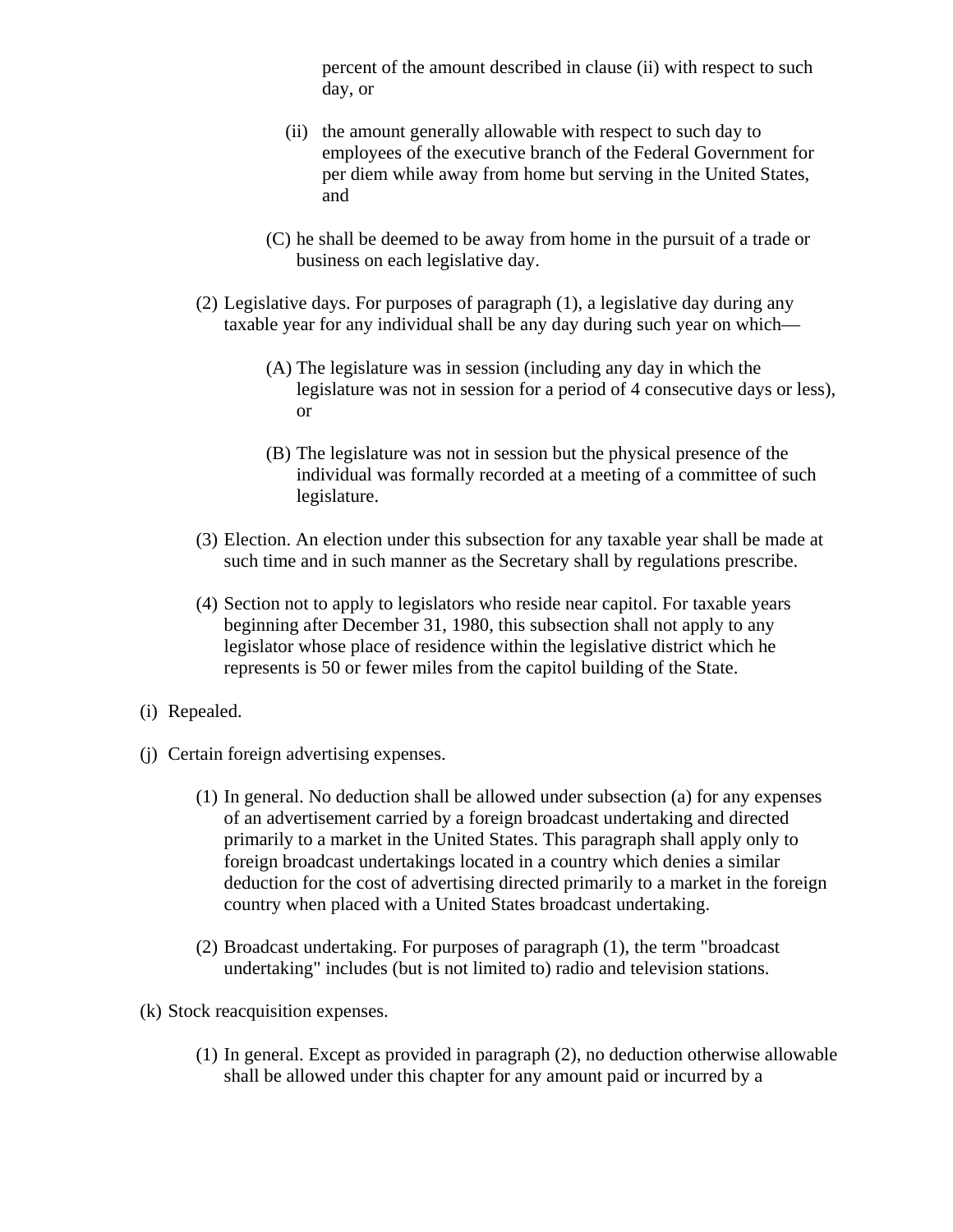percent of the amount described in clause (ii) with respect to such day, or

(ii) the amount generally allowable with respect to such day to employees of the executive branch of the Federal Government for per diem while away from home but serving in the United States, and

(C) he shall be deemed to be away from home in the pursuit of a trade or business on each legislative day.

(2) Legislative days. For purposes of paragraph (1), a legislative day during any taxable year for any individual shall be any day during such year on which—

(A) The legislature was in session (including any day in which the legislature was not in session for a period of 4 consecutive days or less), or

(B) The legislature was not in session but the physical presence of the individual was formally recorded at a meeting of a committee of such legislature.

(3) Election. An election under this subsection for any taxable year shall be made at such time and in such manner as the Secretary shall by regulations prescribe.

(4) Section not to apply to legislators who reside near capitol. For taxable years beginning after December 31, 1980, this subsection shall not apply to any legislator whose place of residence within the legislative district which he represents is 50 or fewer miles from the capitol building of the State.

(i) Repealed.

(j) Certain foreign advertising expenses.

(1) In general. No deduction shall be allowed under subsection (a) for any expenses of an advertisement carried by a foreign broadcast undertaking and directed primarily to a market in the United States. This paragraph shall apply only to foreign broadcast undertakings located in a country which denies a similar deduction for the cost of advertising directed primarily to a market in the foreign country when placed with a United States broadcast undertaking.

(2) Broadcast undertaking. For purposes of paragraph (1), the term "broadcast undertaking" includes (but is not limited to) radio and television stations.

(k) Stock reacquisition expenses.

(1) In general. Except as provided in paragraph (2), no deduction otherwise allowable shall be allowed under this chapter for any amount paid or incurred by a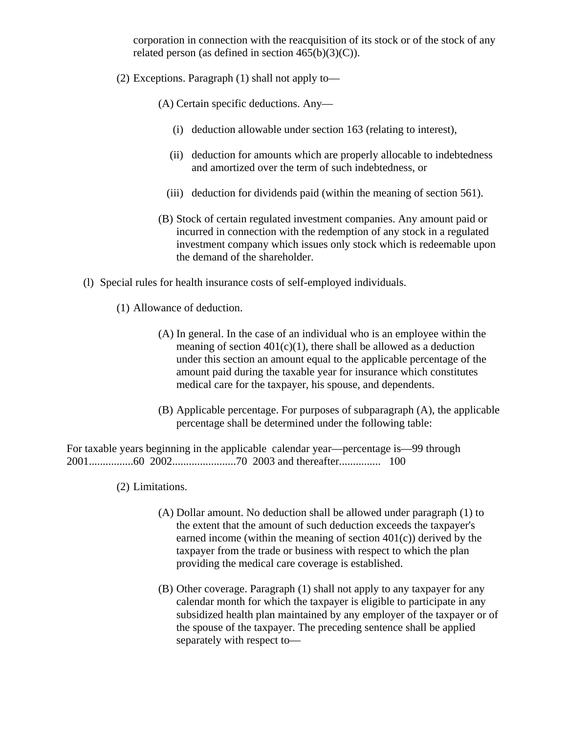corporation in connection with the reacquisition of its stock or of the stock of any related person (as defined in section 465(b)(3)(C)).

(2) Exceptions. Paragraph (1) shall not apply to—

(A) Certain specific deductions. Any—

(i) deduction allowable under section 163 (relating to interest),

(ii) deduction for amounts which are properly allocable to indebtedness and amortized over the term of such indebtedness, or

(iii) deduction for dividends paid (within the meaning of section 561).

(B) Stock of certain regulated investment companies. Any amount paid or incurred in connection with the redemption of any stock in a regulated investment company which issues only stock which is redeemable upon the demand of the shareholder.

(l) Special rules for health insurance costs of self-employed individuals.

(1) Allowance of deduction.

(A) In general. In the case of an individual who is an employee within the meaning of section 401(c)(1), there shall be allowed as a deduction under this section an amount equal to the applicable percentage of the amount paid during the taxable year for insurance which constitutes medical care for the taxpayer, his spouse, and dependents.

(B) Applicable percentage. For purposes of subparagraph (A), the applicable percentage shall be determined under the following table:

For taxable years beginning in the applicable calendar year—percentage is—99 through 2001................60 2002.......................70 2003 and thereafter.............. 100

(2) Limitations.

(A) Dollar amount. No deduction shall be allowed under paragraph (1) to the extent that the amount of such deduction exceeds the taxpayer's earned income (within the meaning of section 401(c)) derived by the taxpayer from the trade or business with respect to which the plan providing the medical care coverage is established.

(B) Other coverage. Paragraph (1) shall not apply to any taxpayer for any calendar month for which the taxpayer is eligible to participate in any subsidized health plan maintained by any employer of the taxpayer or of the spouse of the taxpayer. The preceding sentence shall be applied separately with respect to—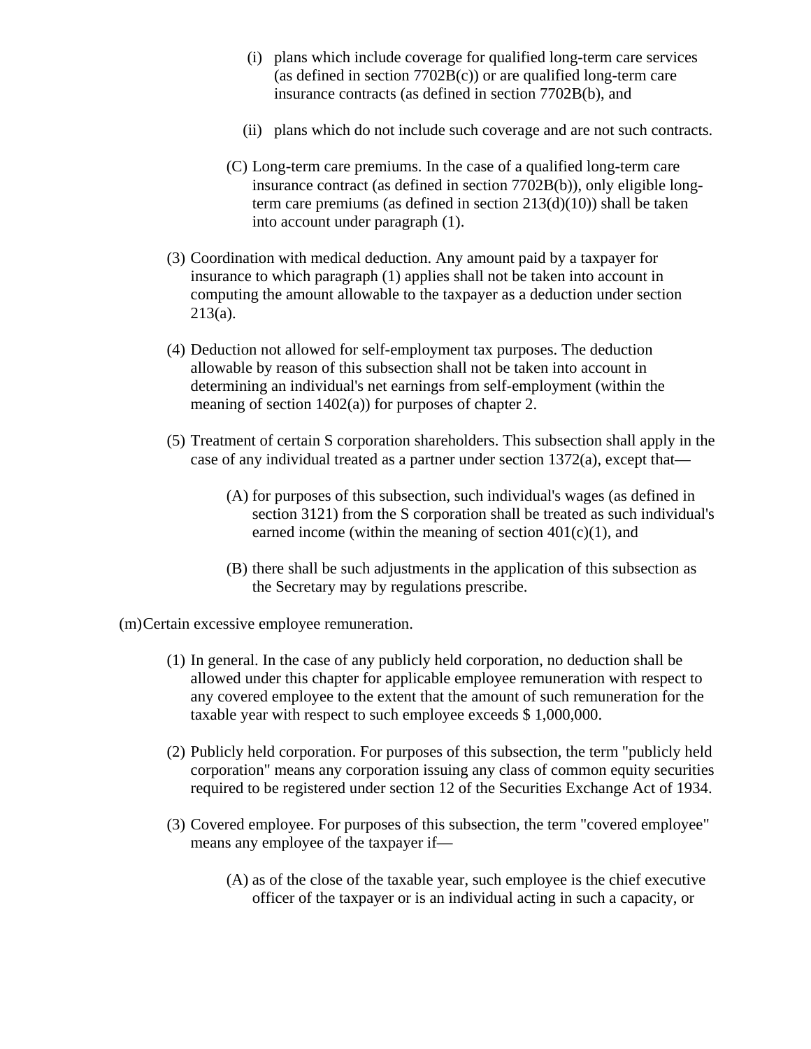(i) plans which include coverage for qualified long-term care services (as defined in section 7702B(c)) or are qualified long-term care insurance contracts (as defined in section 7702B(b), and

(ii) plans which do not include such coverage and are not such contracts.

(C) Long-term care premiums. In the case of a qualified long-term care insurance contract (as defined in section 7702B(b)), only eligible long-term care premiums (as defined in section 213(d)(10)) shall be taken into account under paragraph (1).

(3) Coordination with medical deduction. Any amount paid by a taxpayer for insurance to which paragraph (1) applies shall not be taken into account in computing the amount allowable to the taxpayer as a deduction under section 213(a).

(4) Deduction not allowed for self-employment tax purposes. The deduction allowable by reason of this subsection shall not be taken into account in determining an individual's net earnings from self-employment (within the meaning of section 1402(a)) for purposes of chapter 2.

(5) Treatment of certain S corporation shareholders. This subsection shall apply in the case of any individual treated as a partner under section 1372(a), except that—

(A) for purposes of this subsection, such individual's wages (as defined in section 3121) from the S corporation shall be treated as such individual's earned income (within the meaning of section 401(c)(1), and

(B) there shall be such adjustments in the application of this subsection as the Secretary may by regulations prescribe.

(m) Certain excessive employee remuneration.

(1) In general. In the case of any publicly held corporation, no deduction shall be allowed under this chapter for applicable employee remuneration with respect to any covered employee to the extent that the amount of such remuneration for the taxable year with respect to such employee exceeds $ 1,000,000.

(2) Publicly held corporation. For purposes of this subsection, the term "publicly held corporation" means any corporation issuing any class of common equity securities required to be registered under section 12 of the Securities Exchange Act of 1934.

(3) Covered employee. For purposes of this subsection, the term "covered employee" means any employee of the taxpayer if—

(A) as of the close of the taxable year, such employee is the chief executive officer of the taxpayer or is an individual acting in such a capacity, or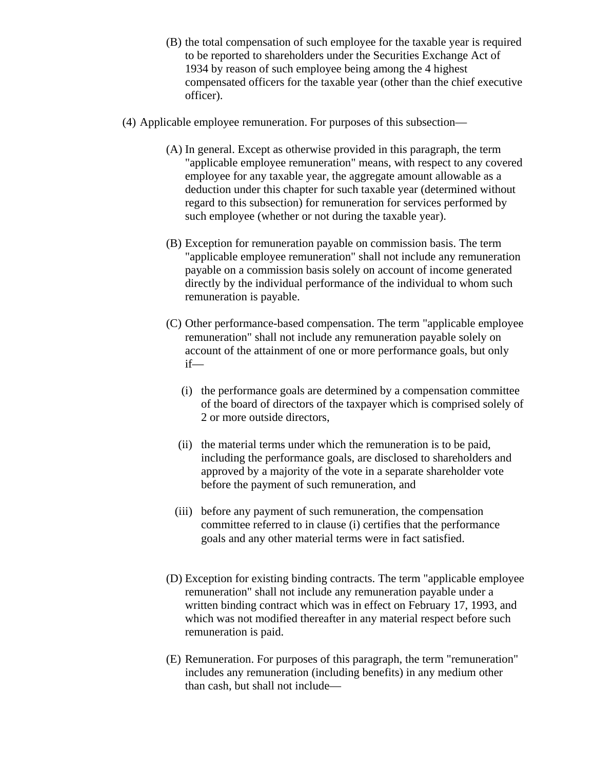(B) the total compensation of such employee for the taxable year is required to be reported to shareholders under the Securities Exchange Act of 1934 by reason of such employee being among the 4 highest compensated officers for the taxable year (other than the chief executive officer).

(4) Applicable employee remuneration. For purposes of this subsection—

(A) In general. Except as otherwise provided in this paragraph, the term "applicable employee remuneration" means, with respect to any covered employee for any taxable year, the aggregate amount allowable as a deduction under this chapter for such taxable year (determined without regard to this subsection) for remuneration for services performed by such employee (whether or not during the taxable year).

(B) Exception for remuneration payable on commission basis. The term "applicable employee remuneration" shall not include any remuneration payable on a commission basis solely on account of income generated directly by the individual performance of the individual to whom such remuneration is payable.

(C) Other performance-based compensation. The term "applicable employee remuneration" shall not include any remuneration payable solely on account of the attainment of one or more performance goals, but only if—

(i) the performance goals are determined by a compensation committee of the board of directors of the taxpayer which is comprised solely of 2 or more outside directors,

(ii) the material terms under which the remuneration is to be paid, including the performance goals, are disclosed to shareholders and approved by a majority of the vote in a separate shareholder vote before the payment of such remuneration, and

(iii) before any payment of such remuneration, the compensation committee referred to in clause (i) certifies that the performance goals and any other material terms were in fact satisfied.

(D) Exception for existing binding contracts. The term "applicable employee remuneration" shall not include any remuneration payable under a written binding contract which was in effect on February 17, 1993, and which was not modified thereafter in any material respect before such remuneration is paid.

(E) Remuneration. For purposes of this paragraph, the term "remuneration" includes any remuneration (including benefits) in any medium other than cash, but shall not include—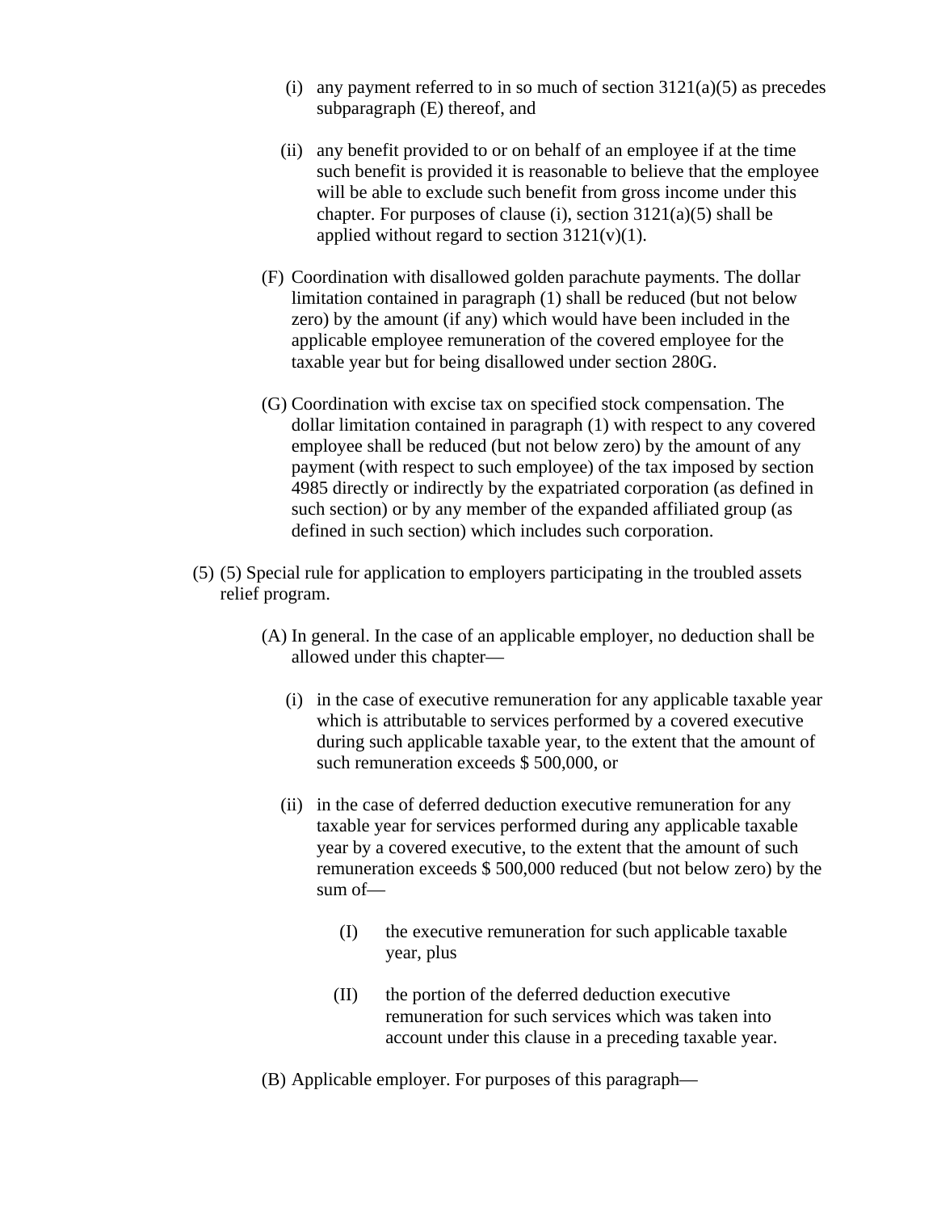(i) any payment referred to in so much of section 3121(a)(5) as precedes subparagraph (E) thereof, and

(ii) any benefit provided to or on behalf of an employee if at the time such benefit is provided it is reasonable to believe that the employee will be able to exclude such benefit from gross income under this chapter. For purposes of clause (i), section 3121(a)(5) shall be applied without regard to section 3121(v)(1).

(F) Coordination with disallowed golden parachute payments. The dollar limitation contained in paragraph (1) shall be reduced (but not below zero) by the amount (if any) which would have been included in the applicable employee remuneration of the covered employee for the taxable year but for being disallowed under section 280G.

(G) Coordination with excise tax on specified stock compensation. The dollar limitation contained in paragraph (1) with respect to any covered employee shall be reduced (but not below zero) by the amount of any payment (with respect to such employee) of the tax imposed by section 4985 directly or indirectly by the expatriated corporation (as defined in such section) or by any member of the expanded affiliated group (as defined in such section) which includes such corporation.

(5) (5) Special rule for application to employers participating in the troubled assets relief program.

(A) In general. In the case of an applicable employer, no deduction shall be allowed under this chapter—

(i) in the case of executive remuneration for any applicable taxable year which is attributable to services performed by a covered executive during such applicable taxable year, to the extent that the amount of such remuneration exceeds $ 500,000, or

(ii) in the case of deferred deduction executive remuneration for any taxable year for services performed during any applicable taxable year by a covered executive, to the extent that the amount of such remuneration exceeds $ 500,000 reduced (but not below zero) by the sum of—

(I) the executive remuneration for such applicable taxable year, plus

(II) the portion of the deferred deduction executive remuneration for such services which was taken into account under this clause in a preceding taxable year.

(B) Applicable employer. For purposes of this paragraph—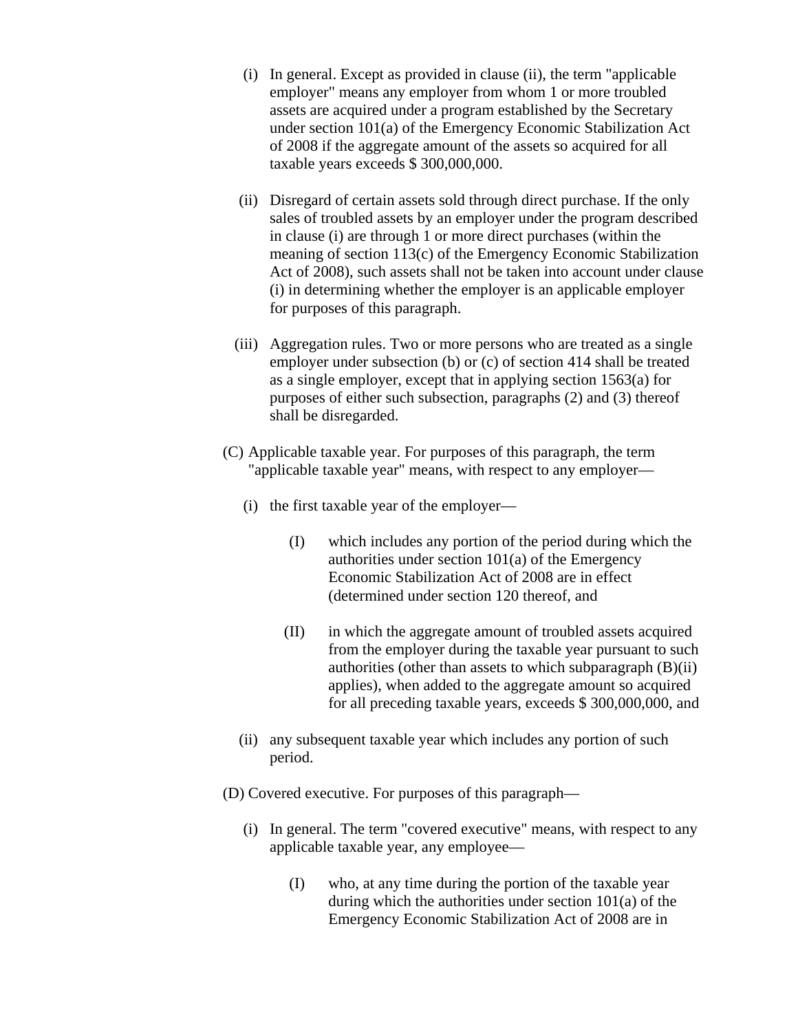(i) In general. Except as provided in clause (ii), the term "applicable employer" means any employer from whom 1 or more troubled assets are acquired under a program established by the Secretary under section 101(a) of the Emergency Economic Stabilization Act of 2008 if the aggregate amount of the assets so acquired for all taxable years exceeds $ 300,000,000.

(ii) Disregard of certain assets sold through direct purchase. If the only sales of troubled assets by an employer under the program described in clause (i) are through 1 or more direct purchases (within the meaning of section 113(c) of the Emergency Economic Stabilization Act of 2008), such assets shall not be taken into account under clause (i) in determining whether the employer is an applicable employer for purposes of this paragraph.

(iii) Aggregation rules. Two or more persons who are treated as a single employer under subsection (b) or (c) of section 414 shall be treated as a single employer, except that in applying section 1563(a) for purposes of either such subsection, paragraphs (2) and (3) thereof shall be disregarded.

(C) Applicable taxable year. For purposes of this paragraph, the term "applicable taxable year" means, with respect to any employer—

(i) the first taxable year of the employer—

(I) which includes any portion of the period during which the authorities under section 101(a) of the Emergency Economic Stabilization Act of 2008 are in effect (determined under section 120 thereof, and

(II) in which the aggregate amount of troubled assets acquired from the employer during the taxable year pursuant to such authorities (other than assets to which subparagraph (B)(ii) applies), when added to the aggregate amount so acquired for all preceding taxable years, exceeds $ 300,000,000, and

(ii) any subsequent taxable year which includes any portion of such period.

(D) Covered executive. For purposes of this paragraph—

(i) In general. The term "covered executive" means, with respect to any applicable taxable year, any employee—

(I) who, at any time during the portion of the taxable year during which the authorities under section 101(a) of the Emergency Economic Stabilization Act of 2008 are in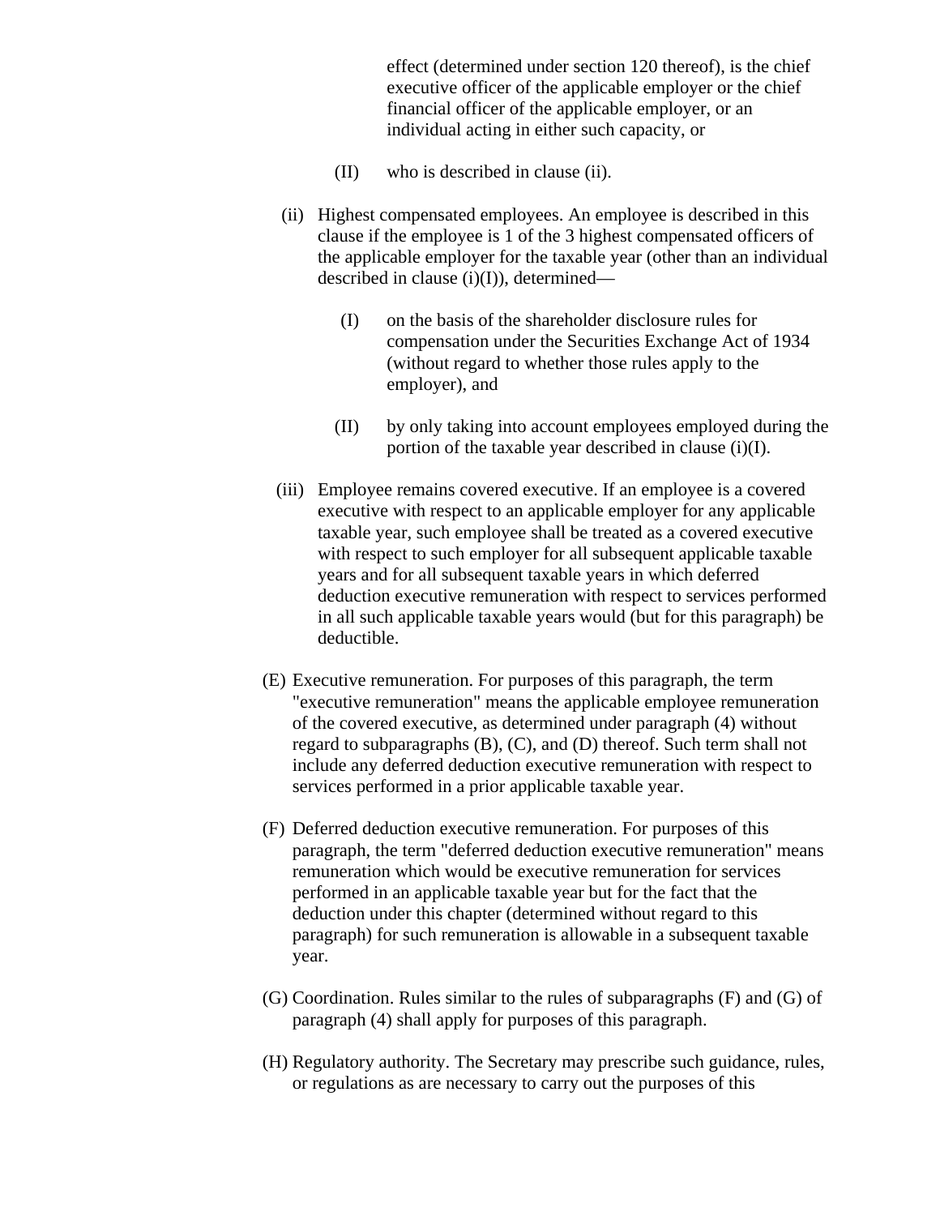effect (determined under section 120 thereof), is the chief executive officer of the applicable employer or the chief financial officer of the applicable employer, or an individual acting in either such capacity, or

(II) who is described in clause (ii).

(ii) Highest compensated employees. An employee is described in this clause if the employee is 1 of the 3 highest compensated officers of the applicable employer for the taxable year (other than an individual described in clause (i)(I)), determined—

(I) on the basis of the shareholder disclosure rules for compensation under the Securities Exchange Act of 1934 (without regard to whether those rules apply to the employer), and

(II) by only taking into account employees employed during the portion of the taxable year described in clause (i)(I).

(iii) Employee remains covered executive. If an employee is a covered executive with respect to an applicable employer for any applicable taxable year, such employee shall be treated as a covered executive with respect to such employer for all subsequent applicable taxable years and for all subsequent taxable years in which deferred deduction executive remuneration with respect to services performed in all such applicable taxable years would (but for this paragraph) be deductible.

(E) Executive remuneration. For purposes of this paragraph, the term "executive remuneration" means the applicable employee remuneration of the covered executive, as determined under paragraph (4) without regard to subparagraphs (B), (C), and (D) thereof. Such term shall not include any deferred deduction executive remuneration with respect to services performed in a prior applicable taxable year.

(F) Deferred deduction executive remuneration. For purposes of this paragraph, the term "deferred deduction executive remuneration" means remuneration which would be executive remuneration for services performed in an applicable taxable year but for the fact that the deduction under this chapter (determined without regard to this paragraph) for such remuneration is allowable in a subsequent taxable year.

(G) Coordination. Rules similar to the rules of subparagraphs (F) and (G) of paragraph (4) shall apply for purposes of this paragraph.

(H) Regulatory authority. The Secretary may prescribe such guidance, rules, or regulations as are necessary to carry out the purposes of this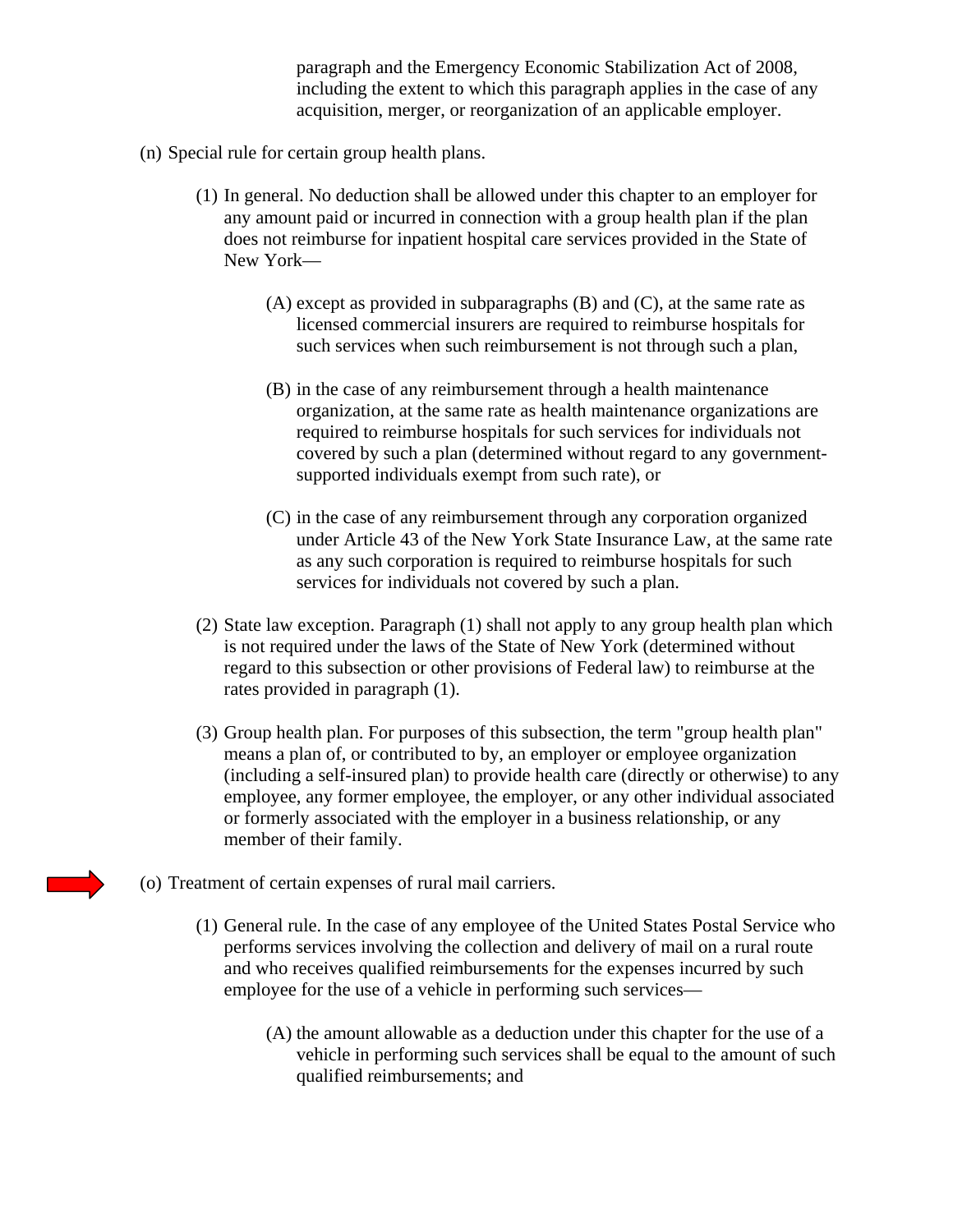paragraph and the Emergency Economic Stabilization Act of 2008, including the extent to which this paragraph applies in the case of any acquisition, merger, or reorganization of an applicable employer.

(n) Special rule for certain group health plans.

(1) In general. No deduction shall be allowed under this chapter to an employer for any amount paid or incurred in connection with a group health plan if the plan does not reimburse for inpatient hospital care services provided in the State of New York—

(A) except as provided in subparagraphs (B) and (C), at the same rate as licensed commercial insurers are required to reimburse hospitals for such services when such reimbursement is not through such a plan,

(B) in the case of any reimbursement through a health maintenance organization, at the same rate as health maintenance organizations are required to reimburse hospitals for such services for individuals not covered by such a plan (determined without regard to any government-supported individuals exempt from such rate), or

(C) in the case of any reimbursement through any corporation organized under Article 43 of the New York State Insurance Law, at the same rate as any such corporation is required to reimburse hospitals for such services for individuals not covered by such a plan.

(2) State law exception. Paragraph (1) shall not apply to any group health plan which is not required under the laws of the State of New York (determined without regard to this subsection or other provisions of Federal law) to reimburse at the rates provided in paragraph (1).

(3) Group health plan. For purposes of this subsection, the term "group health plan" means a plan of, or contributed to by, an employer or employee organization (including a self-insured plan) to provide health care (directly or otherwise) to any employee, any former employee, the employer, or any other individual associated or formerly associated with the employer in a business relationship, or any member of their family.

(o) Treatment of certain expenses of rural mail carriers.

(1) General rule. In the case of any employee of the United States Postal Service who performs services involving the collection and delivery of mail on a rural route and who receives qualified reimbursements for the expenses incurred by such employee for the use of a vehicle in performing such services—

(A) the amount allowable as a deduction under this chapter for the use of a vehicle in performing such services shall be equal to the amount of such qualified reimbursements; and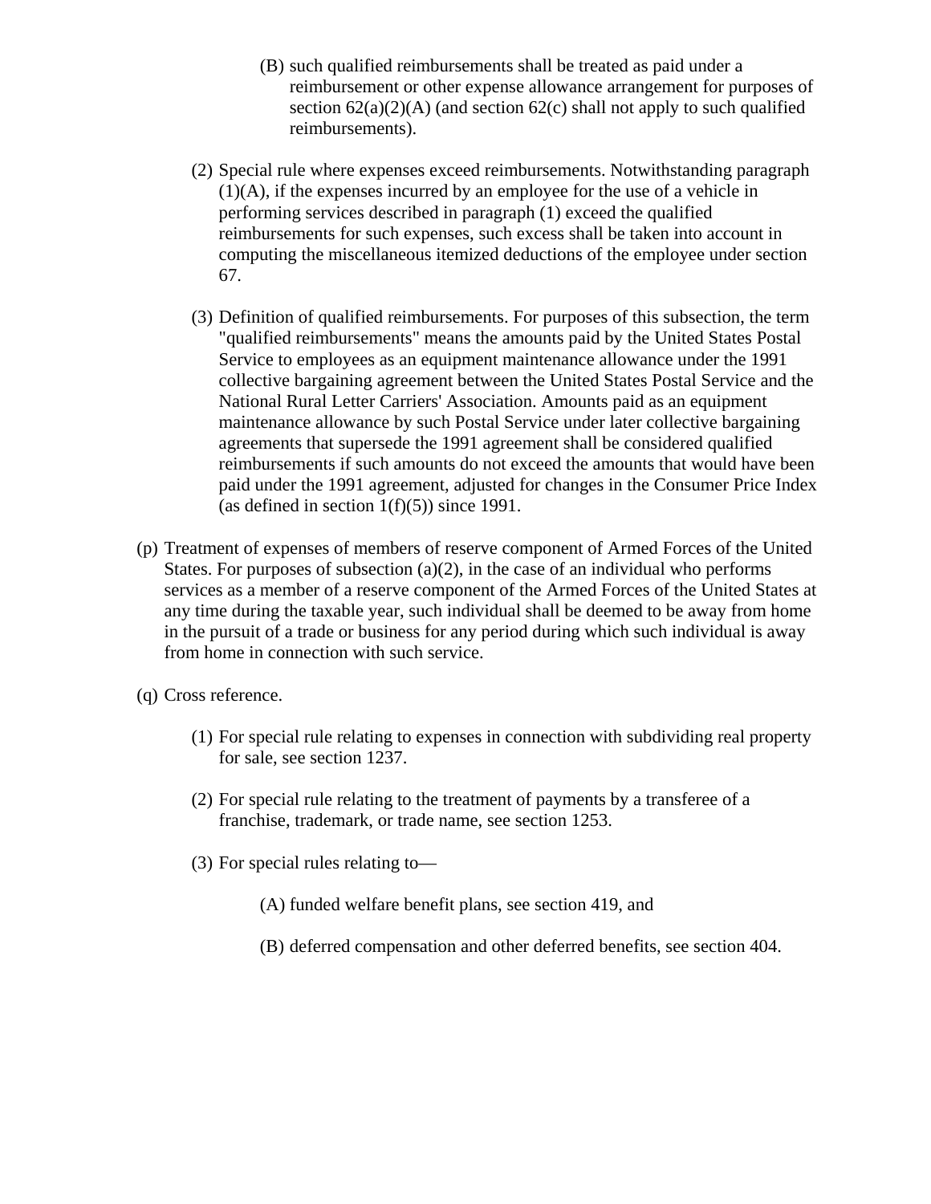(B) such qualified reimbursements shall be treated as paid under a reimbursement or other expense allowance arrangement for purposes of section 62(a)(2)(A) (and section 62(c) shall not apply to such qualified reimbursements).

(2) Special rule where expenses exceed reimbursements. Notwithstanding paragraph (1)(A), if the expenses incurred by an employee for the use of a vehicle in performing services described in paragraph (1) exceed the qualified reimbursements for such expenses, such excess shall be taken into account in computing the miscellaneous itemized deductions of the employee under section 67.

(3) Definition of qualified reimbursements. For purposes of this subsection, the term "qualified reimbursements" means the amounts paid by the United States Postal Service to employees as an equipment maintenance allowance under the 1991 collective bargaining agreement between the United States Postal Service and the National Rural Letter Carriers' Association. Amounts paid as an equipment maintenance allowance by such Postal Service under later collective bargaining agreements that supersede the 1991 agreement shall be considered qualified reimbursements if such amounts do not exceed the amounts that would have been paid under the 1991 agreement, adjusted for changes in the Consumer Price Index (as defined in section 1(f)(5)) since 1991.

(p) Treatment of expenses of members of reserve component of Armed Forces of the United States. For purposes of subsection (a)(2), in the case of an individual who performs services as a member of a reserve component of the Armed Forces of the United States at any time during the taxable year, such individual shall be deemed to be away from home in the pursuit of a trade or business for any period during which such individual is away from home in connection with such service.

(q) Cross reference.

(1) For special rule relating to expenses in connection with subdividing real property for sale, see section 1237.

(2) For special rule relating to the treatment of payments by a transferee of a franchise, trademark, or trade name, see section 1253.

(3) For special rules relating to—

(A) funded welfare benefit plans, see section 419, and

(B) deferred compensation and other deferred benefits, see section 404.